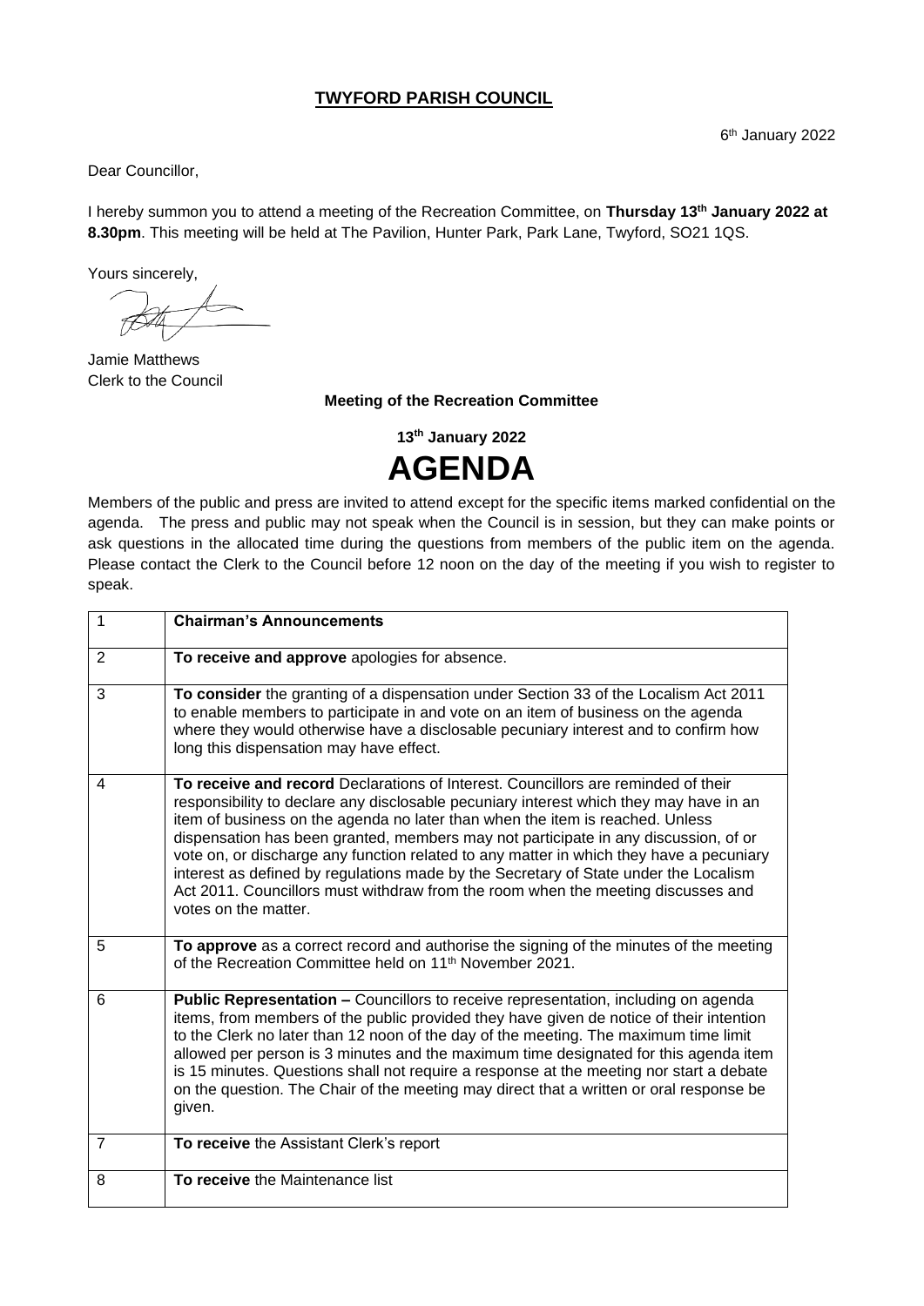# TWYFORD PARISH COUNCIL

6th January 2022

Dear Councillor,

I hereby summon you to attend a meeting of the Recreation Committee, on **Thursday 13th January 2022 at 8.30pm**. This meeting will be held at The Pavilion, Hunter Park, Park Lane, Twyford, SO21 1QS.

Yours sincerely,

Jamie Matthews
Clerk to the Council

**Meeting of the Recreation Committee**

**13th January 2022**

# AGENDA

Members of the public and press are invited to attend except for the specific items marked confidential on the agenda. The press and public may not speak when the Council is in session, but they can make points or ask questions in the allocated time during the questions from members of the public item on the agenda. Please contact the Clerk to the Council before 12 noon on the day of the meeting if you wish to register to speak.

| | |
|---|---|
| 1 | **Chairman's Announcements** |
| 2 | **To receive and approve** apologies for absence. |
| 3 | **To consider** the granting of a dispensation under Section 33 of the Localism Act 2011 to enable members to participate in and vote on an item of business on the agenda where they would otherwise have a disclosable pecuniary interest and to confirm how long this dispensation may have effect. |
| 4 | **To receive and record** Declarations of Interest. Councillors are reminded of their responsibility to declare any disclosable pecuniary interest which they may have in an item of business on the agenda no later than when the item is reached. Unless dispensation has been granted, members may not participate in any discussion, of or vote on, or discharge any function related to any matter in which they have a pecuniary interest as defined by regulations made by the Secretary of State under the Localism Act 2011. Councillors must withdraw from the room when the meeting discusses and votes on the matter. |
| 5 | **To approve** as a correct record and authorise the signing of the minutes of the meeting of the Recreation Committee held on 11th November 2021. |
| 6 | **Public Representation –** Councillors to receive representation, including on agenda items, from members of the public provided they have given de notice of their intention to the Clerk no later than 12 noon of the day of the meeting. The maximum time limit allowed per person is 3 minutes and the maximum time designated for this agenda item is 15 minutes. Questions shall not require a response at the meeting nor start a debate on the question. The Chair of the meeting may direct that a written or oral response be given. |
| 7 | **To receive** the Assistant Clerk's report |
| 8 | **To receive** the Maintenance list |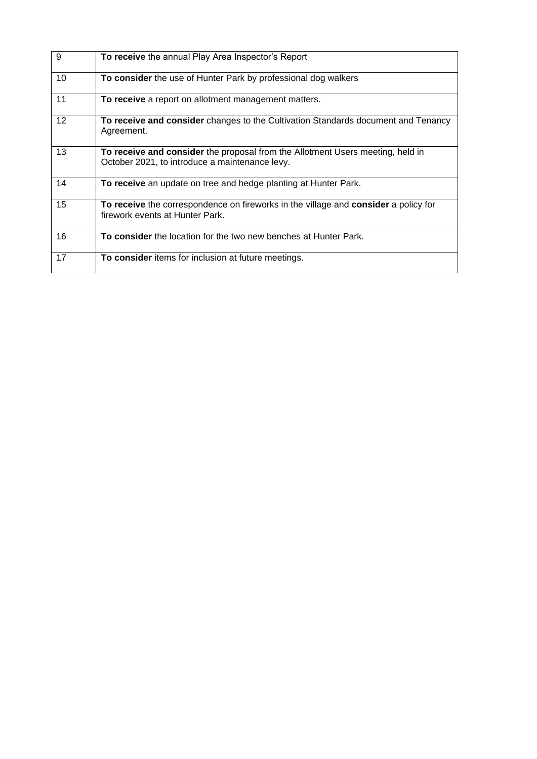| | |
|---|---|
| 9 | **To receive** the annual Play Area Inspector's Report |
| 10 | **To consider** the use of Hunter Park by professional dog walkers |
| 11 | **To receive** a report on allotment management matters. |
| 12 | **To receive and consider** changes to the Cultivation Standards document and Tenancy Agreement. |
| 13 | **To receive and consider** the proposal from the Allotment Users meeting, held in October 2021, to introduce a maintenance levy. |
| 14 | **To receive** an update on tree and hedge planting at Hunter Park. |
| 15 | **To receive** the correspondence on fireworks in the village and **consider** a policy for firework events at Hunter Park. |
| 16 | **To consider** the location for the two new benches at Hunter Park. |
| 17 | **To consider** items for inclusion at future meetings. |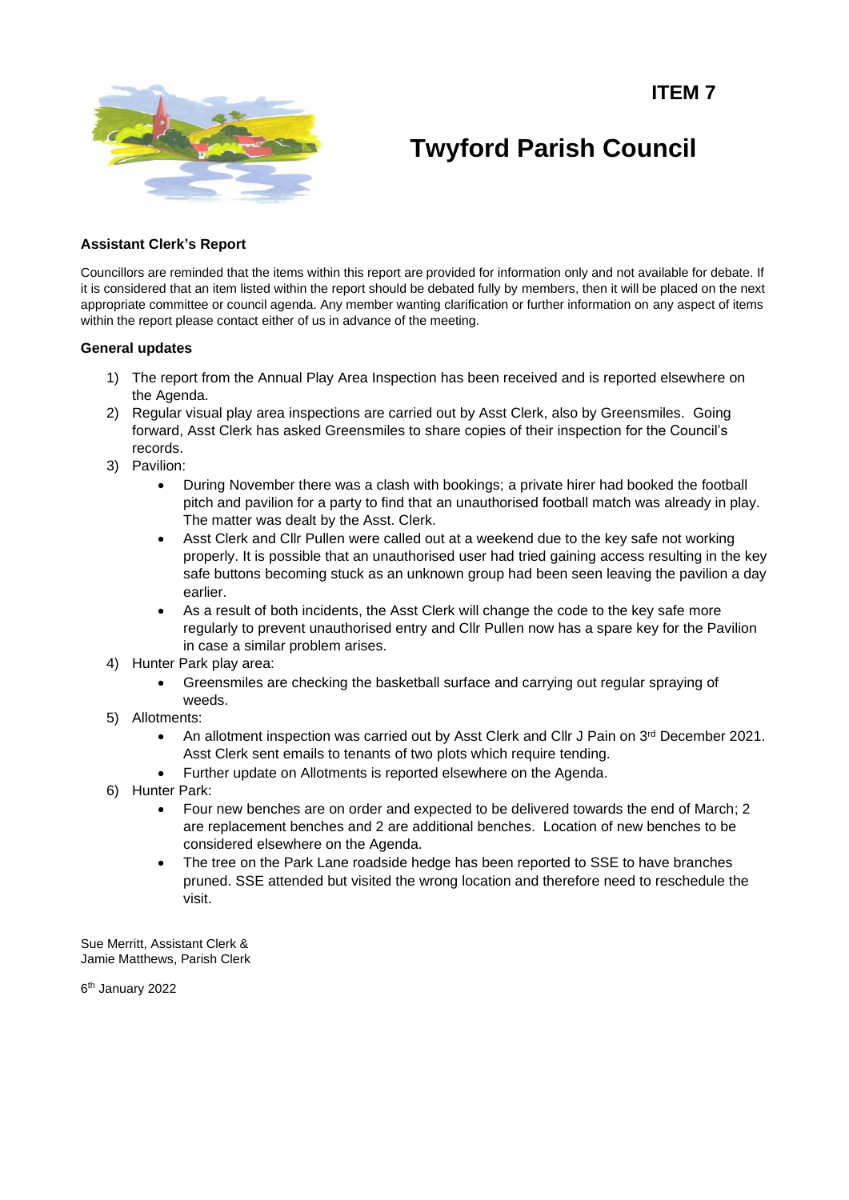**ITEM 7**

# Twyford Parish Council

**Assistant Clerk's Report**

Councillors are reminded that the items within this report are provided for information only and not available for debate. If it is considered that an item listed within the report should be debated fully by members, then it will be placed on the next appropriate committee or council agenda. Any member wanting clarification or further information on any aspect of items within the report please contact either of us in advance of the meeting.

**General updates**

1) The report from the Annual Play Area Inspection has been received and is reported elsewhere on the Agenda.
2) Regular visual play area inspections are carried out by Asst Clerk, also by Greensmiles. Going forward, Asst Clerk has asked Greensmiles to share copies of their inspection for the Council's records.
3) Pavilion:
   - During November there was a clash with bookings; a private hirer had booked the football pitch and pavilion for a party to find that an unauthorised football match was already in play. The matter was dealt by the Asst. Clerk.
   - Asst Clerk and Cllr Pullen were called out at a weekend due to the key safe not working properly. It is possible that an unauthorised user had tried gaining access resulting in the key safe buttons becoming stuck as an unknown group had been seen leaving the pavilion a day earlier.
   - As a result of both incidents, the Asst Clerk will change the code to the key safe more regularly to prevent unauthorised entry and Cllr Pullen now has a spare key for the Pavilion in case a similar problem arises.
4) Hunter Park play area:
   - Greensmiles are checking the basketball surface and carrying out regular spraying of weeds.
5) Allotments:
   - An allotment inspection was carried out by Asst Clerk and Cllr J Pain on 3rd December 2021. Asst Clerk sent emails to tenants of two plots which require tending.
   - Further update on Allotments is reported elsewhere on the Agenda.
6) Hunter Park:
   - Four new benches are on order and expected to be delivered towards the end of March; 2 are replacement benches and 2 are additional benches. Location of new benches to be considered elsewhere on the Agenda.
   - The tree on the Park Lane roadside hedge has been reported to SSE to have branches pruned. SSE attended but visited the wrong location and therefore need to reschedule the visit.

Sue Merritt, Assistant Clerk &
Jamie Matthews, Parish Clerk

6th January 2022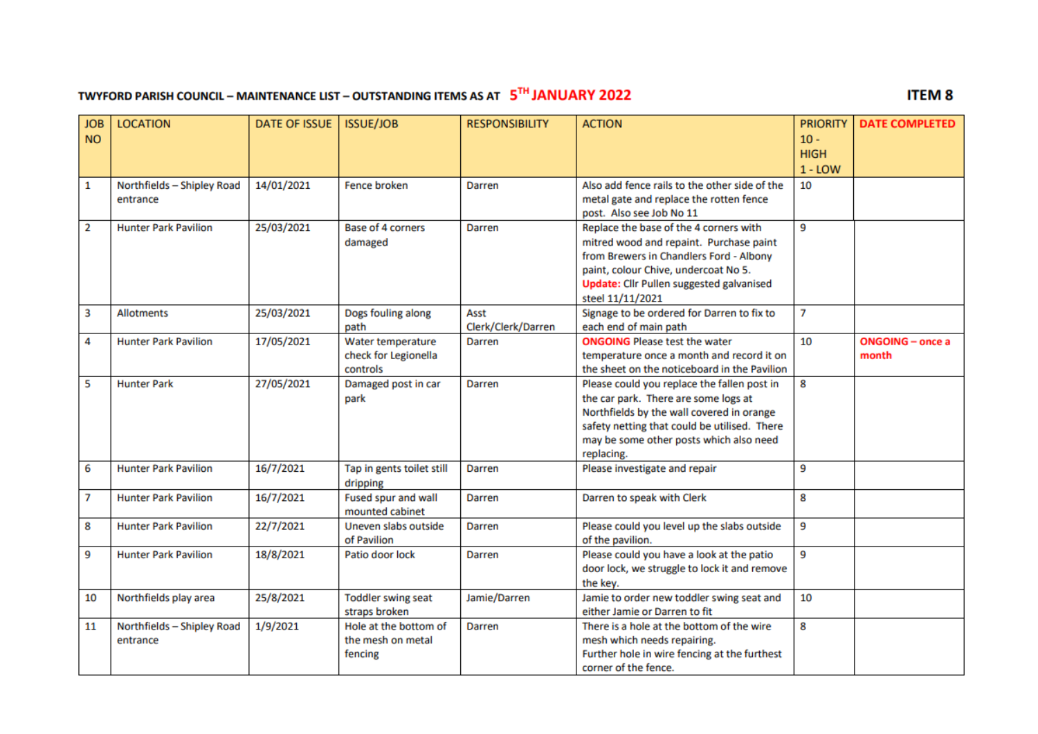**TWYFORD PARISH COUNCIL – MAINTENANCE LIST – OUTSTANDING ITEMS AS AT 5TH JANUARY 2022** **ITEM 8**

| JOB NO | LOCATION | DATE OF ISSUE | ISSUE/JOB | RESPONSIBILITY | ACTION | PRIORITY 10 - HIGH 1 - LOW | DATE COMPLETED |
|---|---|---|---|---|---|---|---|
| 1 | Northfields – Shipley Road entrance | 14/01/2021 | Fence broken | Darren | Also add fence rails to the other side of the metal gate and replace the rotten fence post. Also see Job No 11 | 10 | |
| 2 | Hunter Park Pavilion | 25/03/2021 | Base of 4 corners damaged | Darren | Replace the base of the 4 corners with mitred wood and repaint. Purchase paint from Brewers in Chandlers Ford - Albony paint, colour Chive, undercoat No 5. **Update:** Cllr Pullen suggested galvanised steel 11/11/2021 | 9 | |
| 3 | Allotments | 25/03/2021 | Dogs fouling along path | Asst Clerk/Clerk/Darren | Signage to be ordered for Darren to fix to each end of main path | 7 | |
| 4 | Hunter Park Pavilion | 17/05/2021 | Water temperature check for Legionella controls | Darren | **ONGOING** Please test the water temperature once a month and record it on the sheet on the noticeboard in the Pavilion | 10 | **ONGOING – once a month** |
| 5 | Hunter Park | 27/05/2021 | Damaged post in car park | Darren | Please could you replace the fallen post in the car park. There are some logs at Northfields by the wall covered in orange safety netting that could be utilised. There may be some other posts which also need replacing. | 8 | |
| 6 | Hunter Park Pavilion | 16/7/2021 | Tap in gents toilet still dripping | Darren | Please investigate and repair | 9 | |
| 7 | Hunter Park Pavilion | 16/7/2021 | Fused spur and wall mounted cabinet | Darren | Darren to speak with Clerk | 8 | |
| 8 | Hunter Park Pavilion | 22/7/2021 | Uneven slabs outside of Pavilion | Darren | Please could you level up the slabs outside of the pavilion. | 9 | |
| 9 | Hunter Park Pavilion | 18/8/2021 | Patio door lock | Darren | Please could you have a look at the patio door lock, we struggle to lock it and remove the key. | 9 | |
| 10 | Northfields play area | 25/8/2021 | Toddler swing seat straps broken | Jamie/Darren | Jamie to order new toddler swing seat and either Jamie or Darren to fit | 10 | |
| 11 | Northfields – Shipley Road entrance | 1/9/2021 | Hole at the bottom of the mesh on metal fencing | Darren | There is a hole at the bottom of the wire mesh which needs repairing. Further hole in wire fencing at the furthest corner of the fence. | 8 | |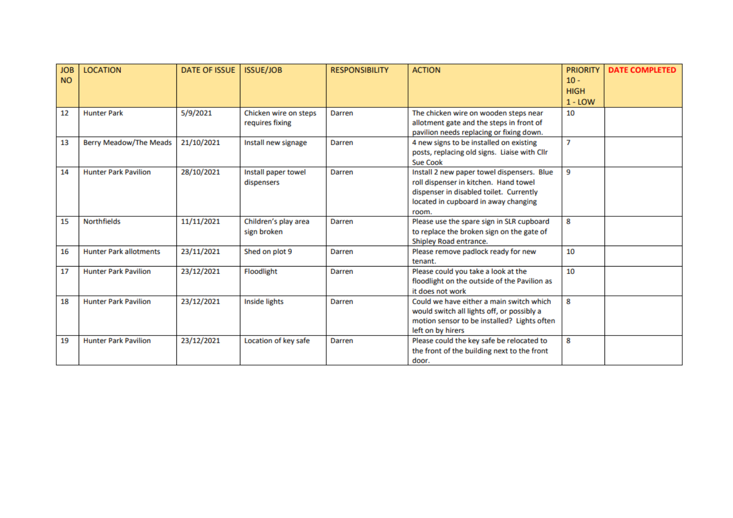| JOB NO | LOCATION | DATE OF ISSUE | ISSUE/JOB | RESPONSIBILITY | ACTION | PRIORITY 10 - HIGH 1 - LOW | DATE COMPLETED |
|---|---|---|---|---|---|---|---|
| 12 | Hunter Park | 5/9/2021 | Chicken wire on steps requires fixing | Darren | The chicken wire on wooden steps near allotment gate and the steps in front of pavilion needs replacing or fixing down. | 10 | |
| 13 | Berry Meadow/The Meads | 21/10/2021 | Install new signage | Darren | 4 new signs to be installed on existing posts, replacing old signs. Liaise with Cllr Sue Cook | 7 | |
| 14 | Hunter Park Pavilion | 28/10/2021 | Install paper towel dispensers | Darren | Install 2 new paper towel dispensers. Blue roll dispenser in kitchen. Hand towel dispenser in disabled toilet. Currently located in cupboard in away changing room. | 9 | |
| 15 | Northfields | 11/11/2021 | Children's play area sign broken | Darren | Please use the spare sign in SLR cupboard to replace the broken sign on the gate of Shipley Road entrance. | 8 | |
| 16 | Hunter Park allotments | 23/11/2021 | Shed on plot 9 | Darren | Please remove padlock ready for new tenant. | 10 | |
| 17 | Hunter Park Pavilion | 23/12/2021 | Floodlight | Darren | Please could you take a look at the floodlight on the outside of the Pavilion as it does not work | 10 | |
| 18 | Hunter Park Pavilion | 23/12/2021 | Inside lights | Darren | Could we have either a main switch which would switch all lights off, or possibly a motion sensor to be installed? Lights often left on by hirers | 8 | |
| 19 | Hunter Park Pavilion | 23/12/2021 | Location of key safe | Darren | Please could the key safe be relocated to the front of the building next to the front door. | 8 | |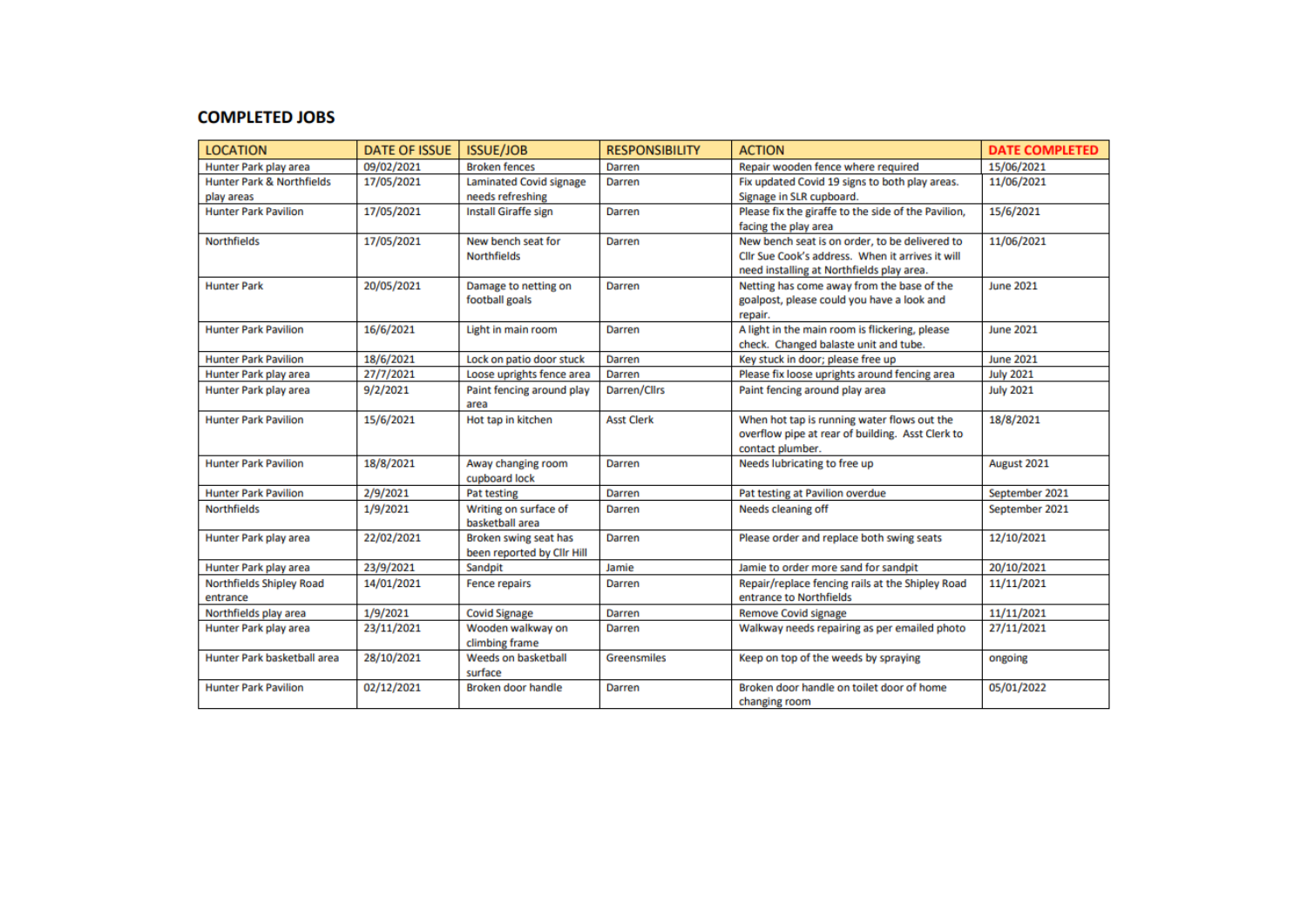## COMPLETED JOBS

| LOCATION | DATE OF ISSUE | ISSUE/JOB | RESPONSIBILITY | ACTION | DATE COMPLETED |
|---|---|---|---|---|---|
| Hunter Park play area | 09/02/2021 | Broken fences | Darren | Repair wooden fence where required | 15/06/2021 |
| Hunter Park & Northfields play areas | 17/05/2021 | Laminated Covid signage needs refreshing | Darren | Fix updated Covid 19 signs to both play areas. Signage in SLR cupboard. | 11/06/2021 |
| Hunter Park Pavilion | 17/05/2021 | Install Giraffe sign | Darren | Please fix the giraffe to the side of the Pavilion, facing the play area | 15/6/2021 |
| Northfields | 17/05/2021 | New bench seat for Northfields | Darren | New bench seat is on order, to be delivered to Cllr Sue Cook's address. When it arrives it will need installing at Northfields play area. | 11/06/2021 |
| Hunter Park | 20/05/2021 | Damage to netting on football goals | Darren | Netting has come away from the base of the goalpost, please could you have a look and repair. | June 2021 |
| Hunter Park Pavilion | 16/6/2021 | Light in main room | Darren | A light in the main room is flickering, please check. Changed balaste unit and tube. | June 2021 |
| Hunter Park Pavilion | 18/6/2021 | Lock on patio door stuck | Darren | Key stuck in door; please free up | June 2021 |
| Hunter Park play area | 27/7/2021 | Loose uprights fence area | Darren | Please fix loose uprights around fencing area | July 2021 |
| Hunter Park play area | 9/2/2021 | Paint fencing around play area | Darren/Cllrs | Paint fencing around play area | July 2021 |
| Hunter Park Pavilion | 15/6/2021 | Hot tap in kitchen | Asst Clerk | When hot tap is running water flows out the overflow pipe at rear of building. Asst Clerk to contact plumber. | 18/8/2021 |
| Hunter Park Pavilion | 18/8/2021 | Away changing room cupboard lock | Darren | Needs lubricating to free up | August 2021 |
| Hunter Park Pavilion | 2/9/2021 | Pat testing | Darren | Pat testing at Pavilion overdue | September 2021 |
| Northfields | 1/9/2021 | Writing on surface of basketball area | Darren | Needs cleaning off | September 2021 |
| Hunter Park play area | 22/02/2021 | Broken swing seat has been reported by Cllr Hill | Darren | Please order and replace both swing seats | 12/10/2021 |
| Hunter Park play area | 23/9/2021 | Sandpit | Jamie | Jamie to order more sand for sandpit | 20/10/2021 |
| Northfields Shipley Road entrance | 14/01/2021 | Fence repairs | Darren | Repair/replace fencing rails at the Shipley Road entrance to Northfields | 11/11/2021 |
| Northfields play area | 1/9/2021 | Covid Signage | Darren | Remove Covid signage | 11/11/2021 |
| Hunter Park play area | 23/11/2021 | Wooden walkway on climbing frame | Darren | Walkway needs repairing as per emailed photo | 27/11/2021 |
| Hunter Park basketball area | 28/10/2021 | Weeds on basketball surface | Greensmiles | Keep on top of the weeds by spraying | ongoing |
| Hunter Park Pavilion | 02/12/2021 | Broken door handle | Darren | Broken door handle on toilet door of home changing room | 05/01/2022 |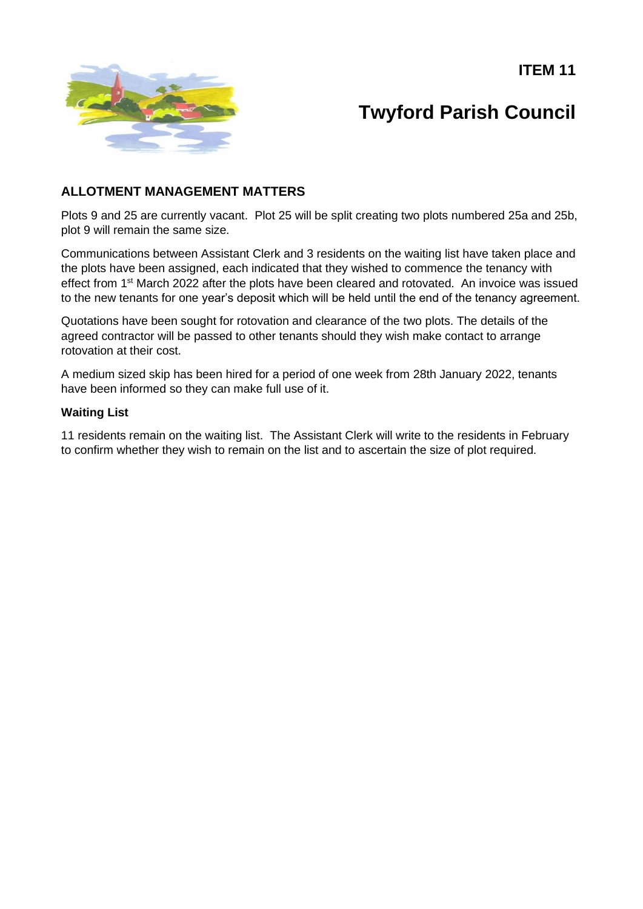**ITEM 11**

# Twyford Parish Council

## ALLOTMENT MANAGEMENT MATTERS

Plots 9 and 25 are currently vacant. Plot 25 will be split creating two plots numbered 25a and 25b, plot 9 will remain the same size.

Communications between Assistant Clerk and 3 residents on the waiting list have taken place and the plots have been assigned, each indicated that they wished to commence the tenancy with effect from 1st March 2022 after the plots have been cleared and rotovated. An invoice was issued to the new tenants for one year's deposit which will be held until the end of the tenancy agreement.

Quotations have been sought for rotovation and clearance of the two plots. The details of the agreed contractor will be passed to other tenants should they wish make contact to arrange rotovation at their cost.

A medium sized skip has been hired for a period of one week from 28th January 2022, tenants have been informed so they can make full use of it.

### Waiting List

11 residents remain on the waiting list. The Assistant Clerk will write to the residents in February to confirm whether they wish to remain on the list and to ascertain the size of plot required.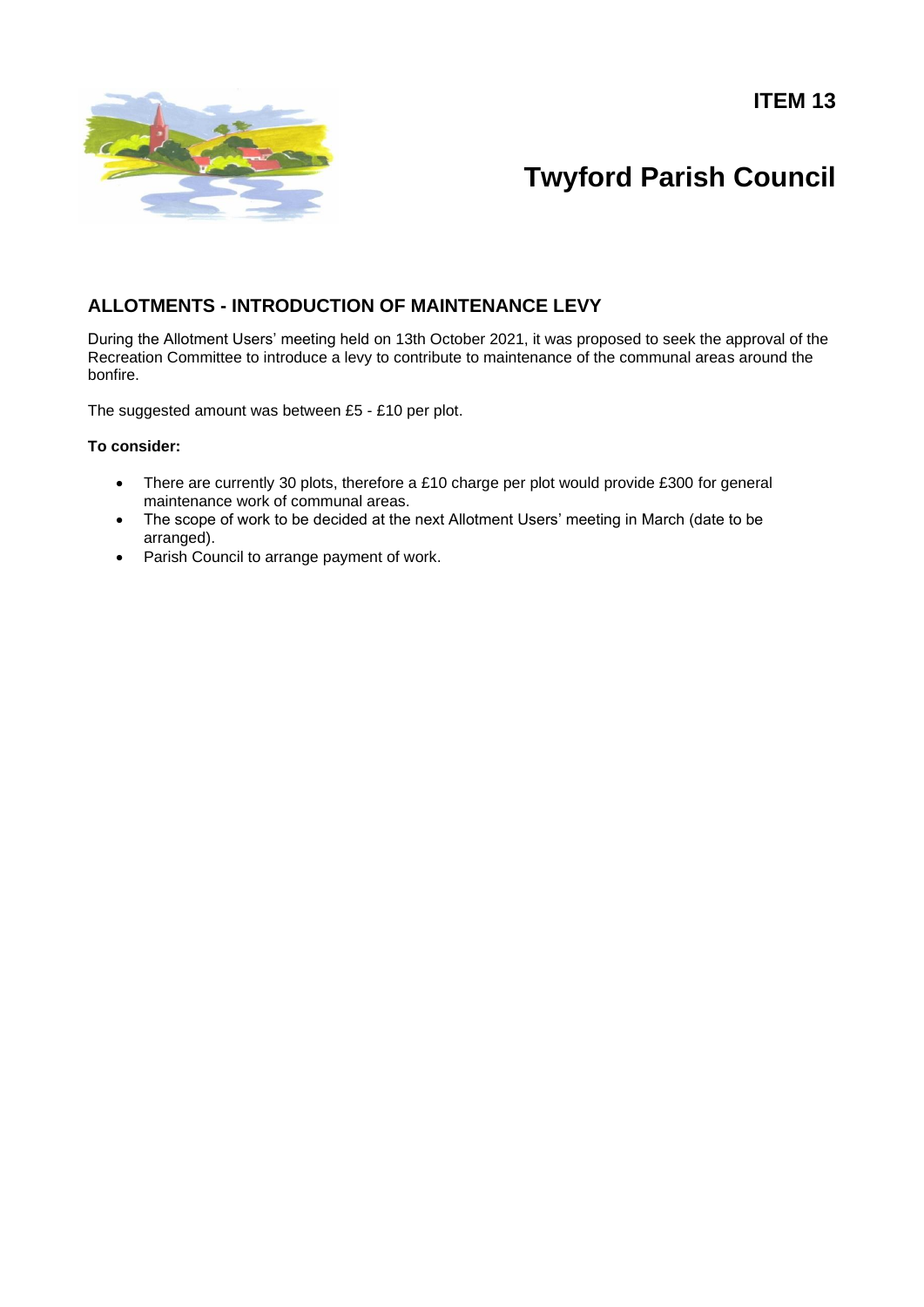**ITEM 13**

# Twyford Parish Council

## ALLOTMENTS - INTRODUCTION OF MAINTENANCE LEVY

During the Allotment Users' meeting held on 13th October 2021, it was proposed to seek the approval of the Recreation Committee to introduce a levy to contribute to maintenance of the communal areas around the bonfire.

The suggested amount was between £5 - £10 per plot.

**To consider:**

- There are currently 30 plots, therefore a £10 charge per plot would provide £300 for general maintenance work of communal areas.
- The scope of work to be decided at the next Allotment Users' meeting in March (date to be arranged).
- Parish Council to arrange payment of work.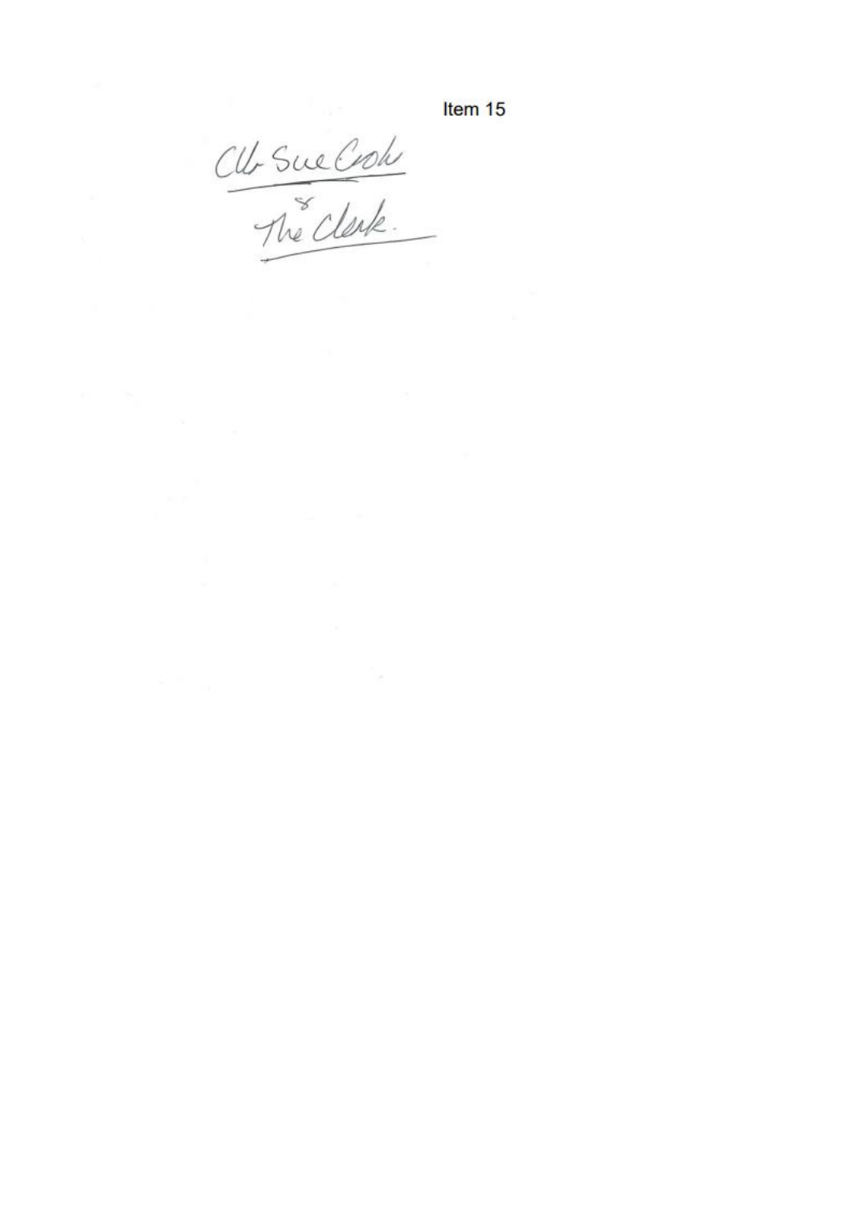Item 15

Cllr Sue Cook
&
The Clerk.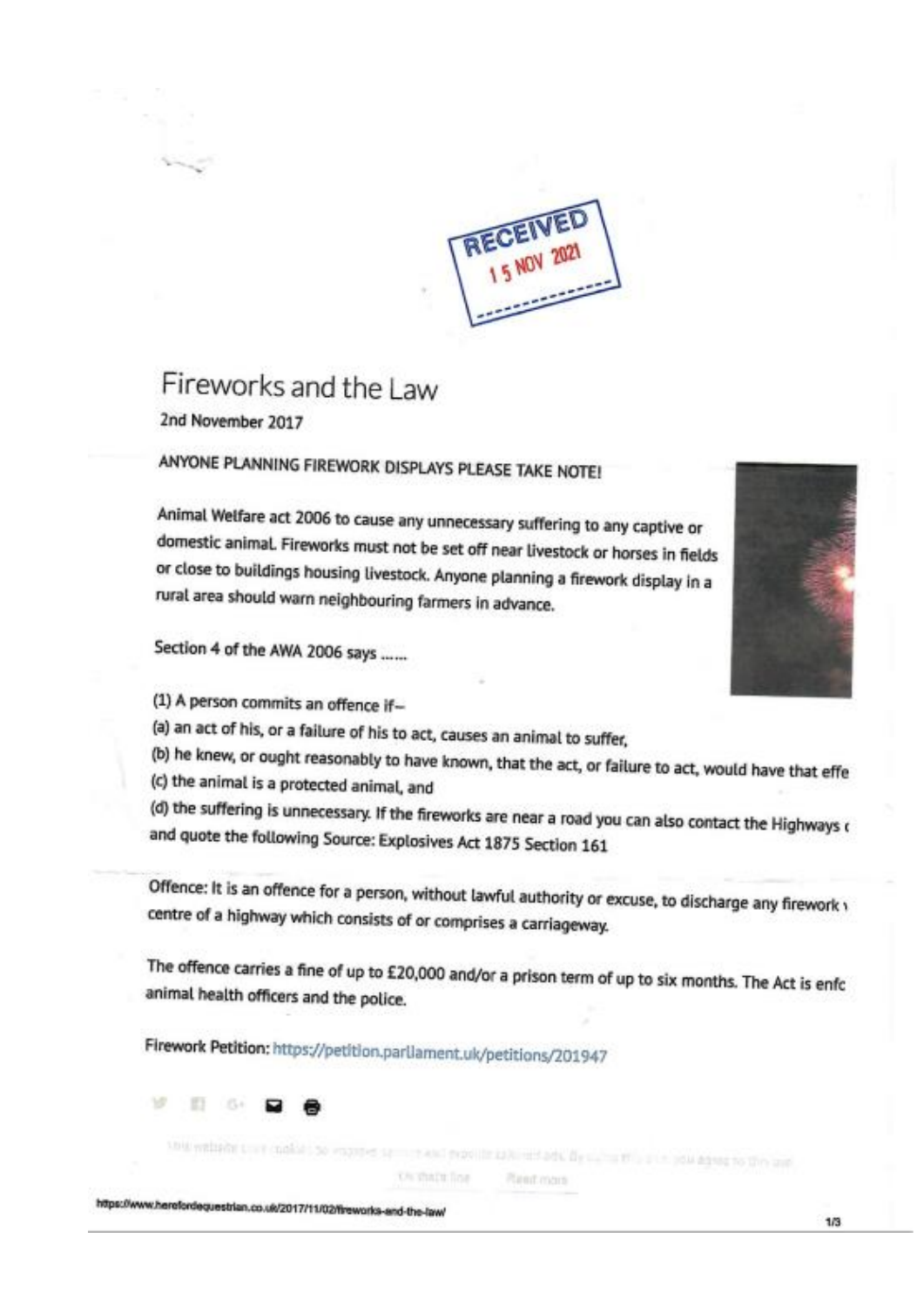RECEIVED
15 NOV 2021

# Fireworks and the Law

2nd November 2017

ANYONE PLANNING FIREWORK DISPLAYS PLEASE TAKE NOTE!

Animal Welfare act 2006 to cause any unnecessary suffering to any captive or domestic animal. Fireworks must not be set off near livestock or horses in fields or close to buildings housing livestock. Anyone planning a firework display in a rural area should warn neighbouring farmers in advance.

Section 4 of the AWA 2006 says ......

(1) A person commits an offence if–

(a) an act of his, or a failure of his to act, causes an animal to suffer,

(b) he knew, or ought reasonably to have known, that the act, or failure to act, would have that effe

(c) the animal is a protected animal, and

(d) the suffering is unnecessary. If the fireworks are near a road you can also contact the Highways ( and quote the following Source: Explosives Act 1875 Section 161

Offence: It is an offence for a person, without lawful authority or excuse, to discharge any firework ( centre of a highway which consists of or comprises a carriageway.

The offence carries a fine of up to £20,000 and/or a prison term of up to six months. The Act is enfc animal health officers and the police.

Firework Petition: https://petition.parliament.uk/petitions/201947

https://www.herefordequestrian.co.uk/2017/11/02/fireworks-and-the-law/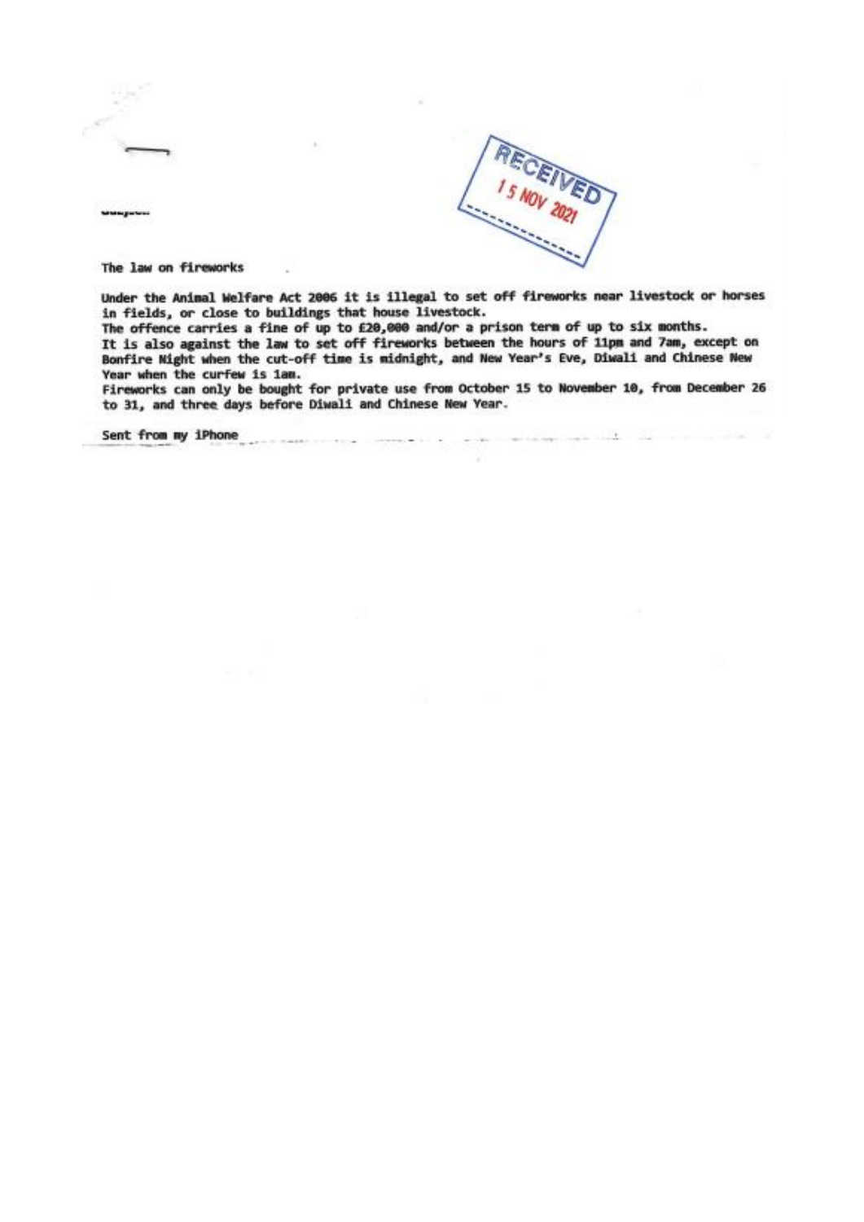RECEIVED

15 NOV 2021

Subject:

The law on fireworks

Under the Animal Welfare Act 2006 it is illegal to set off fireworks near livestock or horses in fields, or close to buildings that house livestock.

The offence carries a fine of up to £20,000 and/or a prison term of up to six months.

It is also against the law to set off fireworks between the hours of 11pm and 7am, except on Bonfire Night when the cut-off time is midnight, and New Year's Eve, Diwali and Chinese New Year when the curfew is 1am.

Fireworks can only be bought for private use from October 15 to November 10, from December 26 to 31, and three days before Diwali and Chinese New Year.

Sent from my iPhone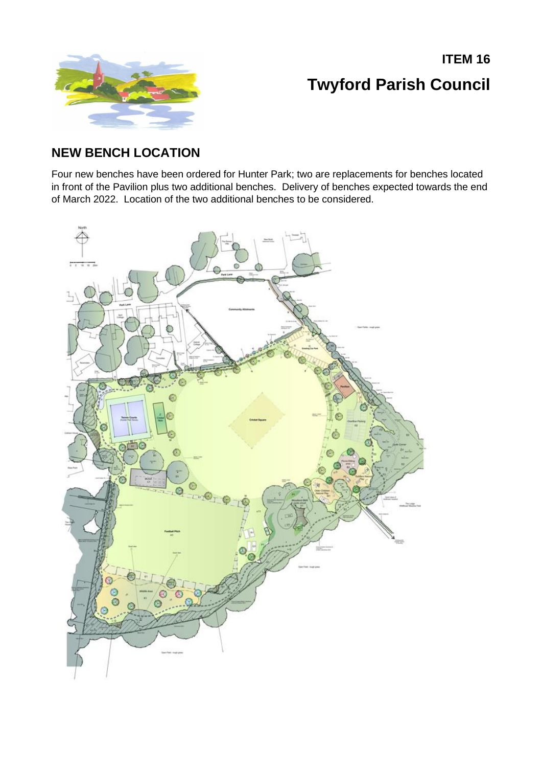**ITEM 16**

# Twyford Parish Council

## NEW BENCH LOCATION

Four new benches have been ordered for Hunter Park; two are replacements for benches located in front of the Pavilion plus two additional benches. Delivery of benches expected towards the end of March 2022. Location of the two additional benches to be considered.